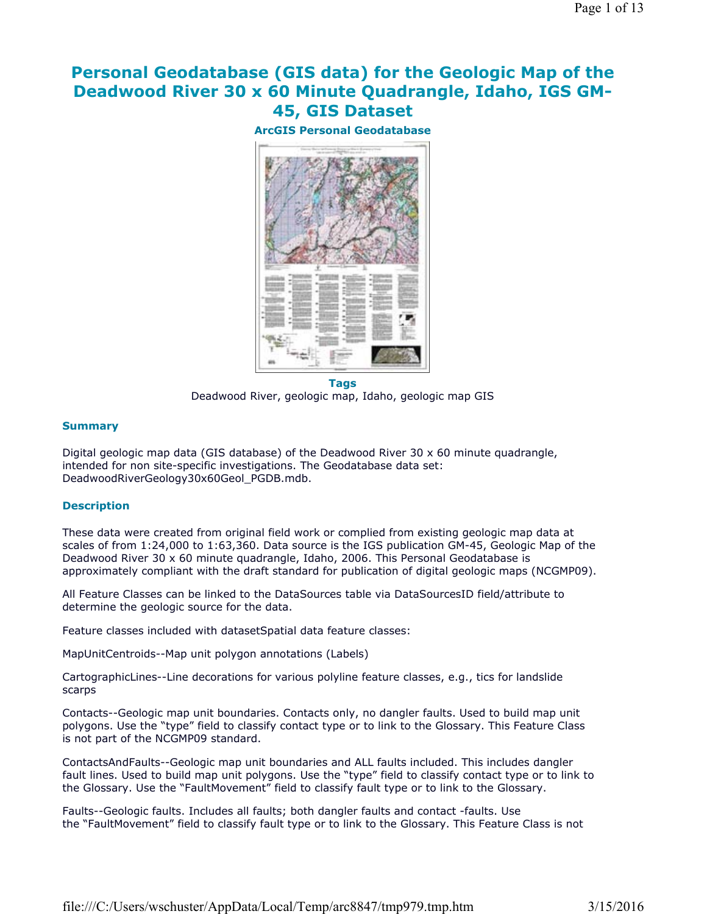# Personal Geodatabase (GIS data) for the Geologic Map of the Deadwood River 30 x 60 Minute Quadrangle, Idaho, IGS GM-45, GIS Dataset

**ArcGIS Personal Geodatabase**

**Tags**

Deadwood River, geologic map, Idaho, geologic map GIS

### Summary

Digital geologic map data (GIS database) of the Deadwood River 30 x 60 minute quadrangle, intended for non site-specific investigations. The Geodatabase data set: DeadwoodRiverGeology30x60Geol_PGDB.mdb.

### Description

These data were created from original field work or complied from existing geologic map data at scales of from 1:24,000 to 1:63,360. Data source is the IGS publication GM-45, Geologic Map of the Deadwood River 30 x 60 minute quadrangle, Idaho, 2006. This Personal Geodatabase is approximately compliant with the draft standard for publication of digital geologic maps (NCGMP09).

All Feature Classes can be linked to the DataSources table via DataSourcesID field/attribute to determine the geologic source for the data.

Feature classes included with datasetSpatial data feature classes:

MapUnitCentroids--Map unit polygon annotations (Labels)

CartographicLines--Line decorations for various polyline feature classes, e.g., tics for landslide scarps

Contacts--Geologic map unit boundaries. Contacts only, no dangler faults. Used to build map unit polygons. Use the "type" field to classify contact type or to link to the Glossary. This Feature Class is not part of the NCGMP09 standard.

ContactsAndFaults--Geologic map unit boundaries and ALL faults included. This includes dangler fault lines. Used to build map unit polygons. Use the "type" field to classify contact type or to link to the Glossary. Use the "FaultMovement" field to classify fault type or to link to the Glossary.

Faults--Geologic faults. Includes all faults; both dangler faults and contact -faults. Use the "FaultMovement" field to classify fault type or to link to the Glossary. This Feature Class is not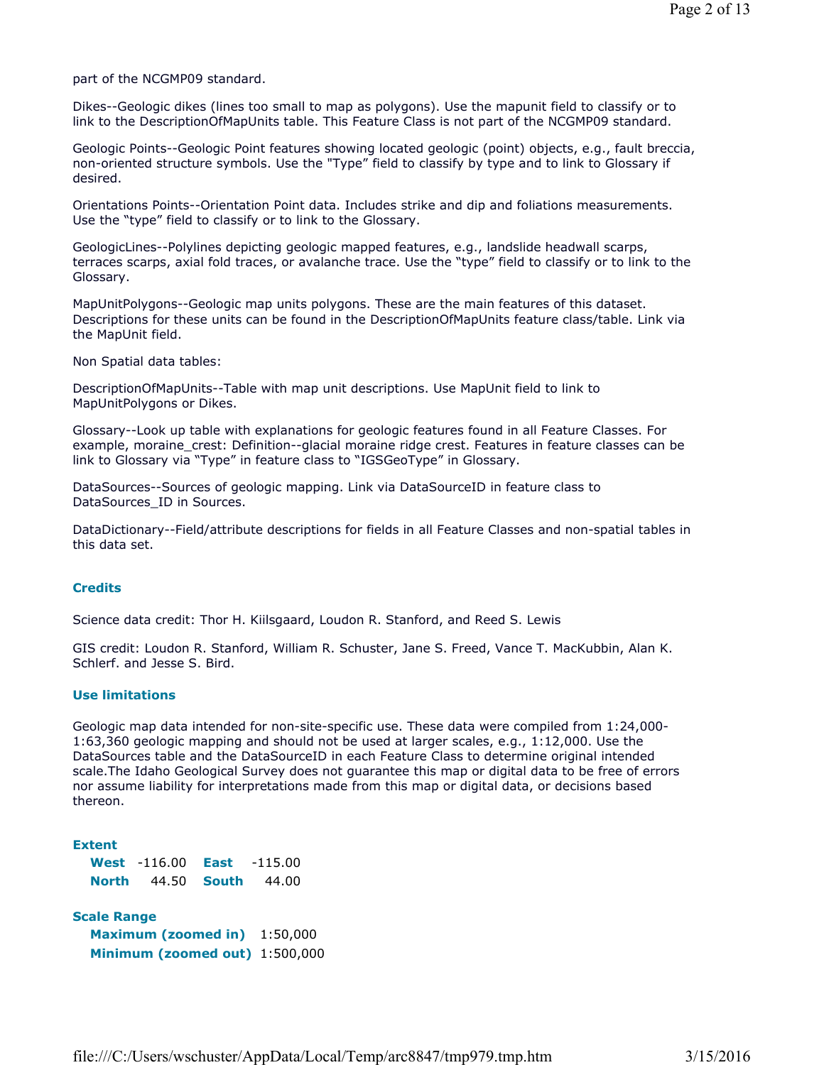part of the NCGMP09 standard.

Dikes--Geologic dikes (lines too small to map as polygons). Use the mapunit field to classify or to link to the DescriptionOfMapUnits table. This Feature Class is not part of the NCGMP09 standard.

Geologic Points--Geologic Point features showing located geologic (point) objects, e.g., fault breccia, non-oriented structure symbols. Use the "Type" field to classify by type and to link to Glossary if desired.

Orientations Points--Orientation Point data. Includes strike and dip and foliations measurements. Use the "type" field to classify or to link to the Glossary.

GeologicLines--Polylines depicting geologic mapped features, e.g., landslide headwall scarps, terraces scarps, axial fold traces, or avalanche trace. Use the "type" field to classify or to link to the Glossary.

MapUnitPolygons--Geologic map units polygons. These are the main features of this dataset. Descriptions for these units can be found in the DescriptionOfMapUnits feature class/table. Link via the MapUnit field.

Non Spatial data tables:

DescriptionOfMapUnits--Table with map unit descriptions. Use MapUnit field to link to MapUnitPolygons or Dikes.

Glossary--Look up table with explanations for geologic features found in all Feature Classes. For example, moraine_crest: Definition--glacial moraine ridge crest. Features in feature classes can be link to Glossary via "Type" in feature class to "IGSGeoType" in Glossary.

DataSources--Sources of geologic mapping. Link via DataSourceID in feature class to DataSources_ID in Sources.

DataDictionary--Field/attribute descriptions for fields in all Feature Classes and non-spatial tables in this data set.

### Credits

Science data credit: Thor H. Kiilsgaard, Loudon R. Stanford, and Reed S. Lewis

GIS credit: Loudon R. Stanford, William R. Schuster, Jane S. Freed, Vance T. MacKubbin, Alan K. Schlerf. and Jesse S. Bird.

### Use limitations

Geologic map data intended for non-site-specific use. These data were compiled from 1:24,000-1:63,360 geologic mapping and should not be used at larger scales, e.g., 1:12,000. Use the DataSources table and the DataSourceID in each Feature Class to determine original intended scale.The Idaho Geological Survey does not guarantee this map or digital data to be free of errors nor assume liability for interpretations made from this map or digital data, or decisions based thereon.

### Extent

**West** -116.00 **East** -115.00
**North** 44.50 **South** 44.00

### Scale Range

**Maximum (zoomed in)** 1:50,000
**Minimum (zoomed out)** 1:500,000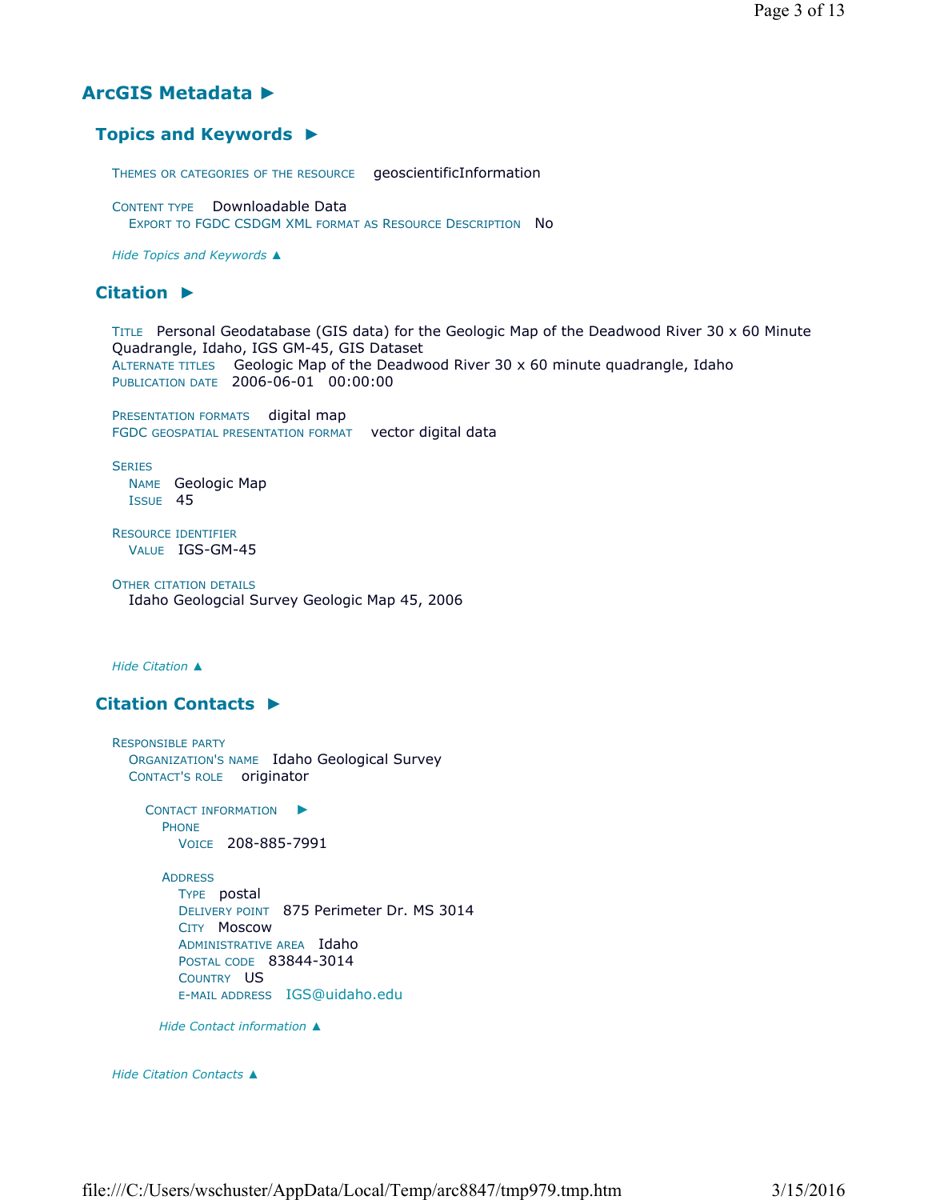## ArcGIS Metadata ►

### Topics and Keywords ►

THEMES OR CATEGORIES OF THE RESOURCE   geoscientificInformation

CONTENT TYPE   Downloadable Data
  EXPORT TO FGDC CSDGM XML FORMAT AS RESOURCE DESCRIPTION   No

*Hide Topics and Keywords ▲*

### Citation ►

TITLE   Personal Geodatabase (GIS data) for the Geologic Map of the Deadwood River 30 x 60 Minute Quadrangle, Idaho, IGS GM-45, GIS Dataset
ALTERNATE TITLES   Geologic Map of the Deadwood River 30 x 60 minute quadrangle, Idaho
PUBLICATION DATE   2006-06-01  00:00:00

PRESENTATION FORMATS   digital map
FGDC GEOSPATIAL PRESENTATION FORMAT   vector digital data

SERIES
  NAME   Geologic Map
  ISSUE   45

RESOURCE IDENTIFIER
  VALUE   IGS-GM-45

OTHER CITATION DETAILS
  Idaho Geologcial Survey Geologic Map 45, 2006

*Hide Citation ▲*

### Citation Contacts ►

RESPONSIBLE PARTY
  ORGANIZATION'S NAME   Idaho Geological Survey
  CONTACT'S ROLE   originator

    CONTACT INFORMATION ►
      PHONE
        VOICE   208-885-7991

      ADDRESS
        TYPE   postal
        DELIVERY POINT   875 Perimeter Dr. MS 3014
        CITY   Moscow
        ADMINISTRATIVE AREA   Idaho
        POSTAL CODE   83844-3014
        COUNTRY   US
        E-MAIL ADDRESS   IGS@uidaho.edu

      *Hide Contact information ▲*

*Hide Citation Contacts ▲*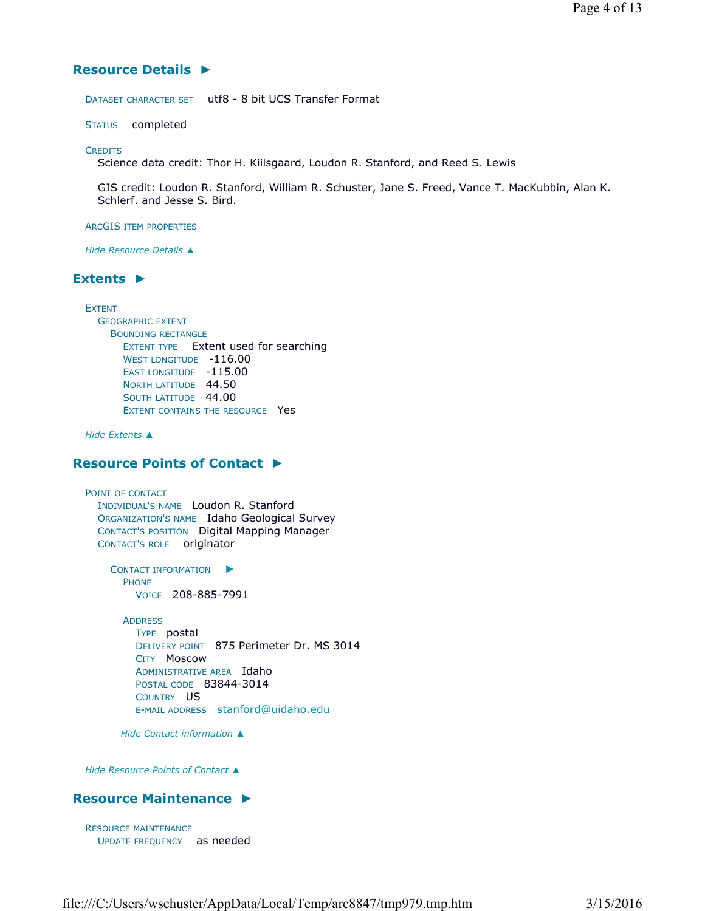## Resource Details ►

DATASET CHARACTER SET utf8 - 8 bit UCS Transfer Format

STATUS completed

CREDITS

Science data credit: Thor H. Kiilsgaard, Loudon R. Stanford, and Reed S. Lewis

GIS credit: Loudon R. Stanford, William R. Schuster, Jane S. Freed, Vance T. MacKubbin, Alan K. Schlerf. and Jesse S. Bird.

ARCGIS ITEM PROPERTIES

*Hide Resource Details ▲*

## Extents ►

EXTENT
- GEOGRAPHIC EXTENT
  - BOUNDING RECTANGLE
    - EXTENT TYPE Extent used for searching
    - WEST LONGITUDE -116.00
    - EAST LONGITUDE -115.00
    - NORTH LATITUDE 44.50
    - SOUTH LATITUDE 44.00
    - EXTENT CONTAINS THE RESOURCE Yes

*Hide Extents ▲*

## Resource Points of Contact ►

POINT OF CONTACT
- INDIVIDUAL'S NAME Loudon R. Stanford
- ORGANIZATION'S NAME Idaho Geological Survey
- CONTACT'S POSITION Digital Mapping Manager
- CONTACT'S ROLE originator

CONTACT INFORMATION ►
- PHONE
  - VOICE 208-885-7991
- ADDRESS
  - TYPE postal
  - DELIVERY POINT 875 Perimeter Dr. MS 3014
  - CITY Moscow
  - ADMINISTRATIVE AREA Idaho
  - POSTAL CODE 83844-3014
  - COUNTRY US
  - E-MAIL ADDRESS stanford@uidaho.edu

*Hide Contact information ▲*

*Hide Resource Points of Contact ▲*

## Resource Maintenance ►

RESOURCE MAINTENANCE
- UPDATE FREQUENCY as needed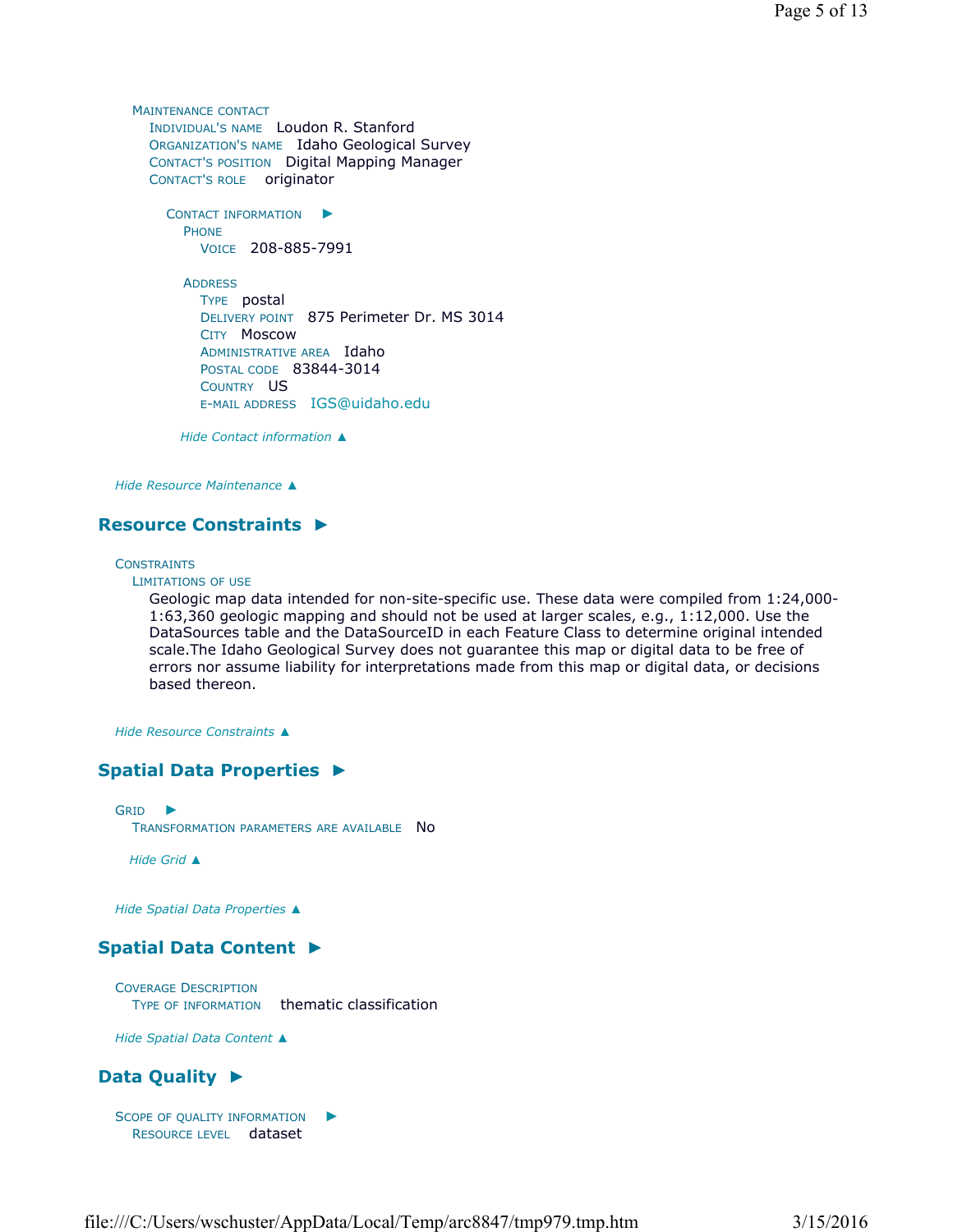MAINTENANCE CONTACT
INDIVIDUAL'S NAME Loudon R. Stanford
ORGANIZATION'S NAME Idaho Geological Survey
CONTACT'S POSITION Digital Mapping Manager
CONTACT'S ROLE originator

CONTACT INFORMATION ►
PHONE
VOICE 208-885-7991

ADDRESS
TYPE postal
DELIVERY POINT 875 Perimeter Dr. MS 3014
CITY Moscow
ADMINISTRATIVE AREA Idaho
POSTAL CODE 83844-3014
COUNTRY US
E-MAIL ADDRESS IGS@uidaho.edu

*Hide Contact information ▲*

*Hide Resource Maintenance ▲*

## Resource Constraints ►

CONSTRAINTS
LIMITATIONS OF USE
Geologic map data intended for non-site-specific use. These data were compiled from 1:24,000-1:63,360 geologic mapping and should not be used at larger scales, e.g., 1:12,000. Use the DataSources table and the DataSourceID in each Feature Class to determine original intended scale.The Idaho Geological Survey does not guarantee this map or digital data to be free of errors nor assume liability for interpretations made from this map or digital data, or decisions based thereon.

*Hide Resource Constraints ▲*

## Spatial Data Properties ►

GRID ►
TRANSFORMATION PARAMETERS ARE AVAILABLE No

*Hide Grid ▲*

*Hide Spatial Data Properties ▲*

## Spatial Data Content ►

COVERAGE DESCRIPTION
TYPE OF INFORMATION thematic classification

*Hide Spatial Data Content ▲*

## Data Quality ►

SCOPE OF QUALITY INFORMATION ►
RESOURCE LEVEL dataset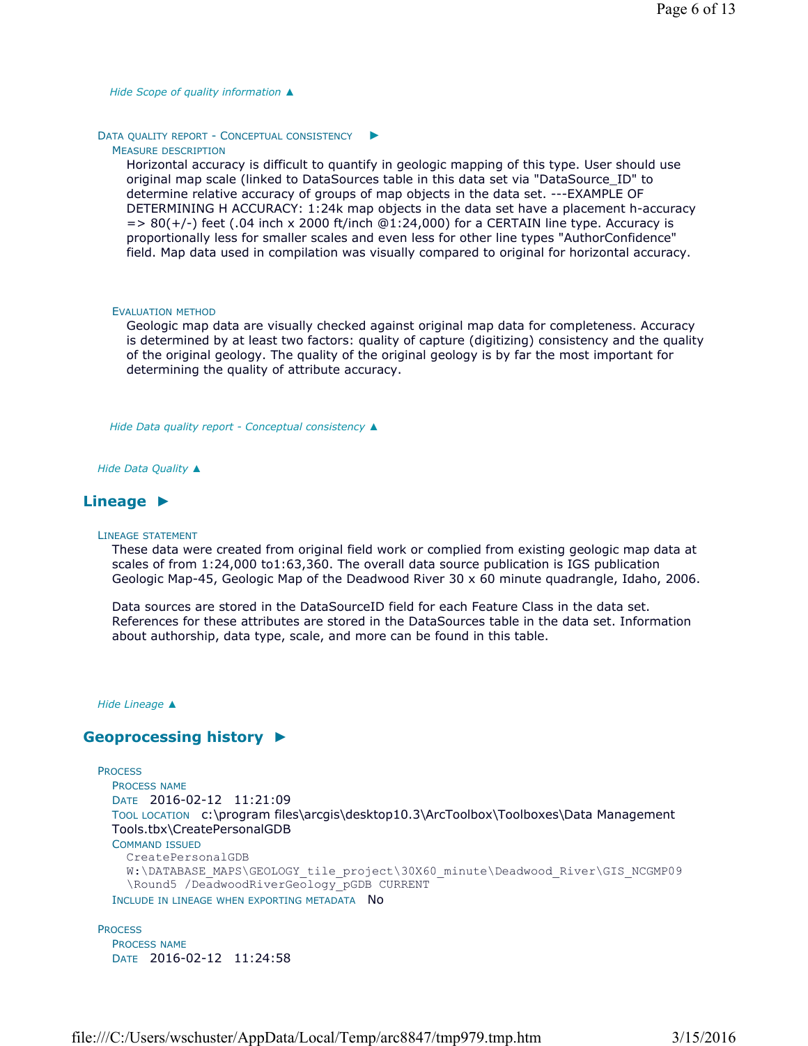*Hide Scope of quality information ▲*

DATA QUALITY REPORT - CONCEPTUAL CONSISTENCY ►

MEASURE DESCRIPTION

Horizontal accuracy is difficult to quantify in geologic mapping of this type. User should use original map scale (linked to DataSources table in this data set via "DataSource_ID" to determine relative accuracy of groups of map objects in the data set. ---EXAMPLE OF DETERMINING H ACCURACY: 1:24k map objects in the data set have a placement h-accuracy => 80(+/-) feet (.04 inch x 2000 ft/inch @1:24,000) for a CERTAIN line type. Accuracy is proportionally less for smaller scales and even less for other line types "AuthorConfidence" field. Map data used in compilation was visually compared to original for horizontal accuracy.

EVALUATION METHOD

Geologic map data are visually checked against original map data for completeness. Accuracy is determined by at least two factors: quality of capture (digitizing) consistency and the quality of the original geology. The quality of the original geology is by far the most important for determining the quality of attribute accuracy.

*Hide Data quality report - Conceptual consistency ▲*

*Hide Data Quality ▲*

## Lineage ►

LINEAGE STATEMENT

These data were created from original field work or complied from existing geologic map data at scales of from 1:24,000 to1:63,360. The overall data source publication is IGS publication Geologic Map-45, Geologic Map of the Deadwood River 30 x 60 minute quadrangle, Idaho, 2006.

Data sources are stored in the DataSourceID field for each Feature Class in the data set. References for these attributes are stored in the DataSources table in the data set. Information about authorship, data type, scale, and more can be found in this table.

*Hide Lineage ▲*

## Geoprocessing history ►

PROCESS

PROCESS NAME

DATE 2016-02-12 11:21:09

TOOL LOCATION c:\program files\arcgis\desktop10.3\ArcToolbox\Toolboxes\Data Management Tools.tbx\CreatePersonalGDB

COMMAND ISSUED

```
CreatePersonalGDB
W:\DATABASE_MAPS\GEOLOGY_tile_project\30X60_minute\Deadwood_River\GIS_NCGMP09
\Round5 /DeadwoodRiverGeology_pGDB CURRENT
```

INCLUDE IN LINEAGE WHEN EXPORTING METADATA No

PROCESS

PROCESS NAME

DATE 2016-02-12 11:24:58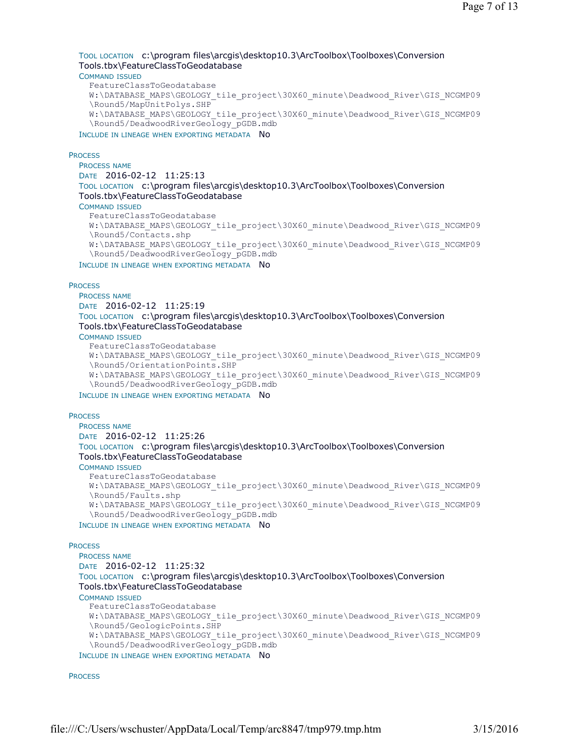TOOL LOCATION c:\program files\arcgis\desktop10.3\ArcToolbox\Toolboxes\Conversion Tools.tbx\FeatureClassToGeodatabase

COMMAND ISSUED

```
FeatureClassToGeodatabase
W:\DATABASE_MAPS\GEOLOGY_tile_project\30X60_minute\Deadwood_River\GIS_NCGMP09
\Round5/MapUnitPolys.SHP
W:\DATABASE_MAPS\GEOLOGY_tile_project\30X60_minute\Deadwood_River\GIS_NCGMP09
\Round5/DeadwoodRiverGeology_pGDB.mdb
```

INCLUDE IN LINEAGE WHEN EXPORTING METADATA No

PROCESS

PROCESS NAME

DATE 2016-02-12 11:25:13

TOOL LOCATION c:\program files\arcgis\desktop10.3\ArcToolbox\Toolboxes\Conversion Tools.tbx\FeatureClassToGeodatabase

COMMAND ISSUED

```
FeatureClassToGeodatabase
W:\DATABASE_MAPS\GEOLOGY_tile_project\30X60_minute\Deadwood_River\GIS_NCGMP09
\Round5/Contacts.shp
W:\DATABASE_MAPS\GEOLOGY_tile_project\30X60_minute\Deadwood_River\GIS_NCGMP09
\Round5/DeadwoodRiverGeology_pGDB.mdb
```

INCLUDE IN LINEAGE WHEN EXPORTING METADATA No

PROCESS

PROCESS NAME

DATE 2016-02-12 11:25:19

TOOL LOCATION c:\program files\arcgis\desktop10.3\ArcToolbox\Toolboxes\Conversion Tools.tbx\FeatureClassToGeodatabase

COMMAND ISSUED

```
FeatureClassToGeodatabase
W:\DATABASE_MAPS\GEOLOGY_tile_project\30X60_minute\Deadwood_River\GIS_NCGMP09
\Round5/OrientationPoints.SHP
W:\DATABASE_MAPS\GEOLOGY_tile_project\30X60_minute\Deadwood_River\GIS_NCGMP09
\Round5/DeadwoodRiverGeology_pGDB.mdb
```

INCLUDE IN LINEAGE WHEN EXPORTING METADATA No

PROCESS

PROCESS NAME

DATE 2016-02-12 11:25:26

TOOL LOCATION c:\program files\arcgis\desktop10.3\ArcToolbox\Toolboxes\Conversion Tools.tbx\FeatureClassToGeodatabase

COMMAND ISSUED

```
FeatureClassToGeodatabase
W:\DATABASE_MAPS\GEOLOGY_tile_project\30X60_minute\Deadwood_River\GIS_NCGMP09
\Round5/Faults.shp
W:\DATABASE_MAPS\GEOLOGY_tile_project\30X60_minute\Deadwood_River\GIS_NCGMP09
\Round5/DeadwoodRiverGeology_pGDB.mdb
```

INCLUDE IN LINEAGE WHEN EXPORTING METADATA No

PROCESS

PROCESS NAME

DATE 2016-02-12 11:25:32

TOOL LOCATION c:\program files\arcgis\desktop10.3\ArcToolbox\Toolboxes\Conversion Tools.tbx\FeatureClassToGeodatabase

COMMAND ISSUED

```
FeatureClassToGeodatabase
W:\DATABASE_MAPS\GEOLOGY_tile_project\30X60_minute\Deadwood_River\GIS_NCGMP09
\Round5/GeologicPoints.SHP
W:\DATABASE_MAPS\GEOLOGY_tile_project\30X60_minute\Deadwood_River\GIS_NCGMP09
\Round5/DeadwoodRiverGeology_pGDB.mdb
```

INCLUDE IN LINEAGE WHEN EXPORTING METADATA No

PROCESS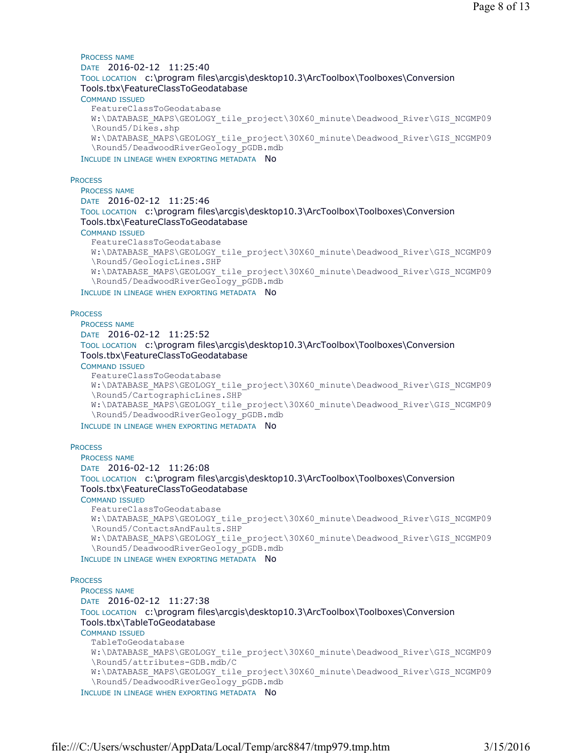PROCESS NAME
DATE 2016-02-12 11:25:40
TOOL LOCATION c:\program files\arcgis\desktop10.3\ArcToolbox\Toolboxes\Conversion Tools.tbx\FeatureClassToGeodatabase
COMMAND ISSUED

```
FeatureClassToGeodatabase
W:\DATABASE_MAPS\GEOLOGY_tile_project\30X60_minute\Deadwood_River\GIS_NCGMP09
\Round5/Dikes.shp
W:\DATABASE_MAPS\GEOLOGY_tile_project\30X60_minute\Deadwood_River\GIS_NCGMP09
\Round5/DeadwoodRiverGeology_pGDB.mdb
```

INCLUDE IN LINEAGE WHEN EXPORTING METADATA No

PROCESS
PROCESS NAME
DATE 2016-02-12 11:25:46
TOOL LOCATION c:\program files\arcgis\desktop10.3\ArcToolbox\Toolboxes\Conversion Tools.tbx\FeatureClassToGeodatabase
COMMAND ISSUED

```
FeatureClassToGeodatabase
W:\DATABASE_MAPS\GEOLOGY_tile_project\30X60_minute\Deadwood_River\GIS_NCGMP09
\Round5/GeologicLines.SHP
W:\DATABASE_MAPS\GEOLOGY_tile_project\30X60_minute\Deadwood_River\GIS_NCGMP09
\Round5/DeadwoodRiverGeology_pGDB.mdb
```

INCLUDE IN LINEAGE WHEN EXPORTING METADATA No

PROCESS
PROCESS NAME
DATE 2016-02-12 11:25:52
TOOL LOCATION c:\program files\arcgis\desktop10.3\ArcToolbox\Toolboxes\Conversion Tools.tbx\FeatureClassToGeodatabase
COMMAND ISSUED

```
FeatureClassToGeodatabase
W:\DATABASE_MAPS\GEOLOGY_tile_project\30X60_minute\Deadwood_River\GIS_NCGMP09
\Round5/CartographicLines.SHP
W:\DATABASE_MAPS\GEOLOGY_tile_project\30X60_minute\Deadwood_River\GIS_NCGMP09
\Round5/DeadwoodRiverGeology_pGDB.mdb
```

INCLUDE IN LINEAGE WHEN EXPORTING METADATA No

PROCESS
PROCESS NAME
DATE 2016-02-12 11:26:08
TOOL LOCATION c:\program files\arcgis\desktop10.3\ArcToolbox\Toolboxes\Conversion Tools.tbx\FeatureClassToGeodatabase
COMMAND ISSUED

```
FeatureClassToGeodatabase
W:\DATABASE_MAPS\GEOLOGY_tile_project\30X60_minute\Deadwood_River\GIS_NCGMP09
\Round5/ContactsAndFaults.SHP
W:\DATABASE_MAPS\GEOLOGY_tile_project\30X60_minute\Deadwood_River\GIS_NCGMP09
\Round5/DeadwoodRiverGeology_pGDB.mdb
```

INCLUDE IN LINEAGE WHEN EXPORTING METADATA No

PROCESS
PROCESS NAME
DATE 2016-02-12 11:27:38
TOOL LOCATION c:\program files\arcgis\desktop10.3\ArcToolbox\Toolboxes\Conversion Tools.tbx\TableToGeodatabase
COMMAND ISSUED

```
TableToGeodatabase
W:\DATABASE_MAPS\GEOLOGY_tile_project\30X60_minute\Deadwood_River\GIS_NCGMP09
\Round5/attributes-GDB.mdb/C
W:\DATABASE_MAPS\GEOLOGY_tile_project\30X60_minute\Deadwood_River\GIS_NCGMP09
\Round5/DeadwoodRiverGeology_pGDB.mdb
```

INCLUDE IN LINEAGE WHEN EXPORTING METADATA No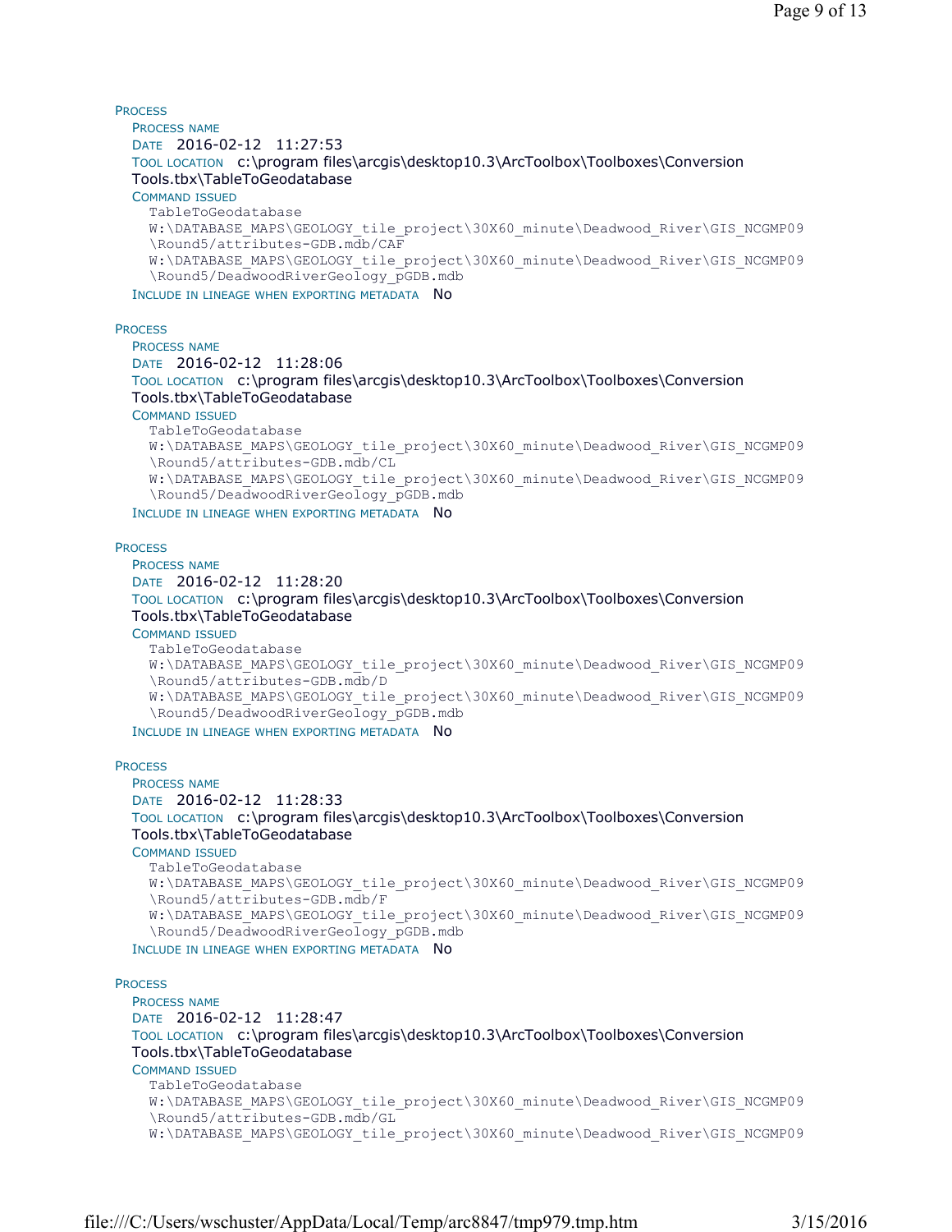PROCESS

PROCESS NAME

DATE 2016-02-12 11:27:53

TOOL LOCATION c:\program files\arcgis\desktop10.3\ArcToolbox\Toolboxes\Conversion Tools.tbx\TableToGeodatabase

COMMAND ISSUED

```
TableToGeodatabase
W:\DATABASE_MAPS\GEOLOGY_tile_project\30X60_minute\Deadwood_River\GIS_NCGMP09
\Round5/attributes-GDB.mdb/CAF
W:\DATABASE_MAPS\GEOLOGY_tile_project\30X60_minute\Deadwood_River\GIS_NCGMP09
\Round5/DeadwoodRiverGeology_pGDB.mdb
```

INCLUDE IN LINEAGE WHEN EXPORTING METADATA No

PROCESS

PROCESS NAME

DATE 2016-02-12 11:28:06

TOOL LOCATION c:\program files\arcgis\desktop10.3\ArcToolbox\Toolboxes\Conversion Tools.tbx\TableToGeodatabase

COMMAND ISSUED

```
TableToGeodatabase
W:\DATABASE_MAPS\GEOLOGY_tile_project\30X60_minute\Deadwood_River\GIS_NCGMP09
\Round5/attributes-GDB.mdb/CL
W:\DATABASE_MAPS\GEOLOGY_tile_project\30X60_minute\Deadwood_River\GIS_NCGMP09
\Round5/DeadwoodRiverGeology_pGDB.mdb
```

INCLUDE IN LINEAGE WHEN EXPORTING METADATA No

PROCESS

PROCESS NAME

DATE 2016-02-12 11:28:20

TOOL LOCATION c:\program files\arcgis\desktop10.3\ArcToolbox\Toolboxes\Conversion Tools.tbx\TableToGeodatabase

COMMAND ISSUED

```
TableToGeodatabase
W:\DATABASE_MAPS\GEOLOGY_tile_project\30X60_minute\Deadwood_River\GIS_NCGMP09
\Round5/attributes-GDB.mdb/D
W:\DATABASE_MAPS\GEOLOGY_tile_project\30X60_minute\Deadwood_River\GIS_NCGMP09
\Round5/DeadwoodRiverGeology_pGDB.mdb
```

INCLUDE IN LINEAGE WHEN EXPORTING METADATA No

PROCESS

PROCESS NAME

DATE 2016-02-12 11:28:33

TOOL LOCATION c:\program files\arcgis\desktop10.3\ArcToolbox\Toolboxes\Conversion Tools.tbx\TableToGeodatabase

COMMAND ISSUED

```
TableToGeodatabase
W:\DATABASE_MAPS\GEOLOGY_tile_project\30X60_minute\Deadwood_River\GIS_NCGMP09
\Round5/attributes-GDB.mdb/F
W:\DATABASE_MAPS\GEOLOGY_tile_project\30X60_minute\Deadwood_River\GIS_NCGMP09
\Round5/DeadwoodRiverGeology_pGDB.mdb
```

INCLUDE IN LINEAGE WHEN EXPORTING METADATA No

PROCESS

PROCESS NAME

DATE 2016-02-12 11:28:47

TOOL LOCATION c:\program files\arcgis\desktop10.3\ArcToolbox\Toolboxes\Conversion Tools.tbx\TableToGeodatabase

COMMAND ISSUED

```
TableToGeodatabase
W:\DATABASE_MAPS\GEOLOGY_tile_project\30X60_minute\Deadwood_River\GIS_NCGMP09
\Round5/attributes-GDB.mdb/GL
W:\DATABASE_MAPS\GEOLOGY_tile_project\30X60_minute\Deadwood_River\GIS_NCGMP09
```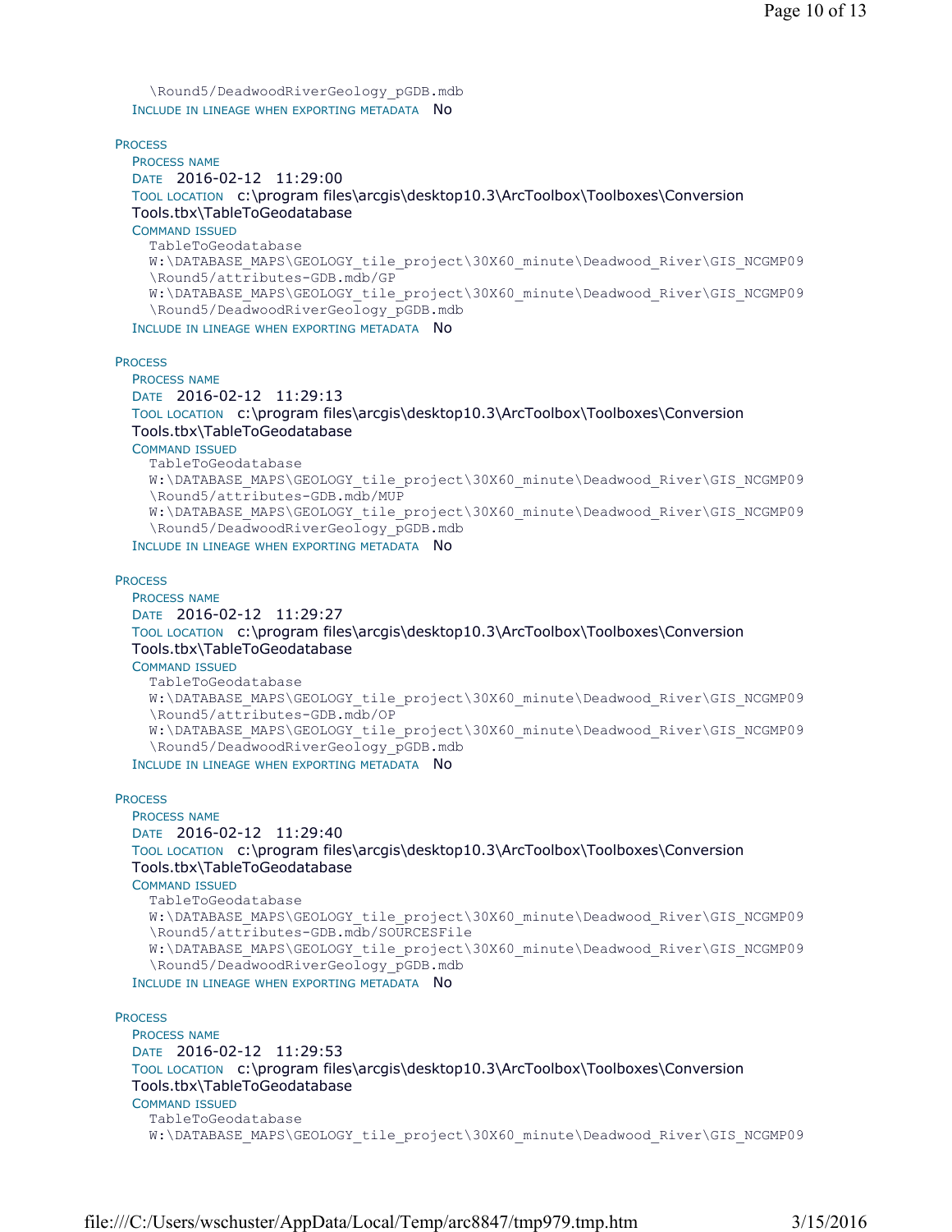\Round5/DeadwoodRiverGeology_pGDB.mdb

INCLUDE IN LINEAGE WHEN EXPORTING METADATA No

PROCESS

PROCESS NAME

DATE 2016-02-12 11:29:00

TOOL LOCATION c:\program files\arcgis\desktop10.3\ArcToolbox\Toolboxes\Conversion Tools.tbx\TableToGeodatabase

COMMAND ISSUED

```
TableToGeodatabase
W:\DATABASE_MAPS\GEOLOGY_tile_project\30X60_minute\Deadwood_River\GIS_NCGMP09
\Round5/attributes-GDB.mdb/GP
W:\DATABASE_MAPS\GEOLOGY_tile_project\30X60_minute\Deadwood_River\GIS_NCGMP09
\Round5/DeadwoodRiverGeology_pGDB.mdb
```

INCLUDE IN LINEAGE WHEN EXPORTING METADATA No

PROCESS

PROCESS NAME

DATE 2016-02-12 11:29:13

TOOL LOCATION c:\program files\arcgis\desktop10.3\ArcToolbox\Toolboxes\Conversion Tools.tbx\TableToGeodatabase

COMMAND ISSUED

```
TableToGeodatabase
W:\DATABASE_MAPS\GEOLOGY_tile_project\30X60_minute\Deadwood_River\GIS_NCGMP09
\Round5/attributes-GDB.mdb/MUP
W:\DATABASE_MAPS\GEOLOGY_tile_project\30X60_minute\Deadwood_River\GIS_NCGMP09
\Round5/DeadwoodRiverGeology_pGDB.mdb
```

INCLUDE IN LINEAGE WHEN EXPORTING METADATA No

PROCESS

PROCESS NAME

DATE 2016-02-12 11:29:27

TOOL LOCATION c:\program files\arcgis\desktop10.3\ArcToolbox\Toolboxes\Conversion Tools.tbx\TableToGeodatabase

COMMAND ISSUED

```
TableToGeodatabase
W:\DATABASE_MAPS\GEOLOGY_tile_project\30X60_minute\Deadwood_River\GIS_NCGMP09
\Round5/attributes-GDB.mdb/OP
W:\DATABASE_MAPS\GEOLOGY_tile_project\30X60_minute\Deadwood_River\GIS_NCGMP09
\Round5/DeadwoodRiverGeology_pGDB.mdb
```

INCLUDE IN LINEAGE WHEN EXPORTING METADATA No

PROCESS

PROCESS NAME

DATE 2016-02-12 11:29:40

TOOL LOCATION c:\program files\arcgis\desktop10.3\ArcToolbox\Toolboxes\Conversion Tools.tbx\TableToGeodatabase

COMMAND ISSUED

```
TableToGeodatabase
W:\DATABASE_MAPS\GEOLOGY_tile_project\30X60_minute\Deadwood_River\GIS_NCGMP09
\Round5/attributes-GDB.mdb/SOURCESFile
W:\DATABASE_MAPS\GEOLOGY_tile_project\30X60_minute\Deadwood_River\GIS_NCGMP09
\Round5/DeadwoodRiverGeology_pGDB.mdb
```

INCLUDE IN LINEAGE WHEN EXPORTING METADATA No

PROCESS

PROCESS NAME

DATE 2016-02-12 11:29:53

TOOL LOCATION c:\program files\arcgis\desktop10.3\ArcToolbox\Toolboxes\Conversion Tools.tbx\TableToGeodatabase

COMMAND ISSUED

```
TableToGeodatabase
W:\DATABASE_MAPS\GEOLOGY_tile_project\30X60_minute\Deadwood_River\GIS_NCGMP09
```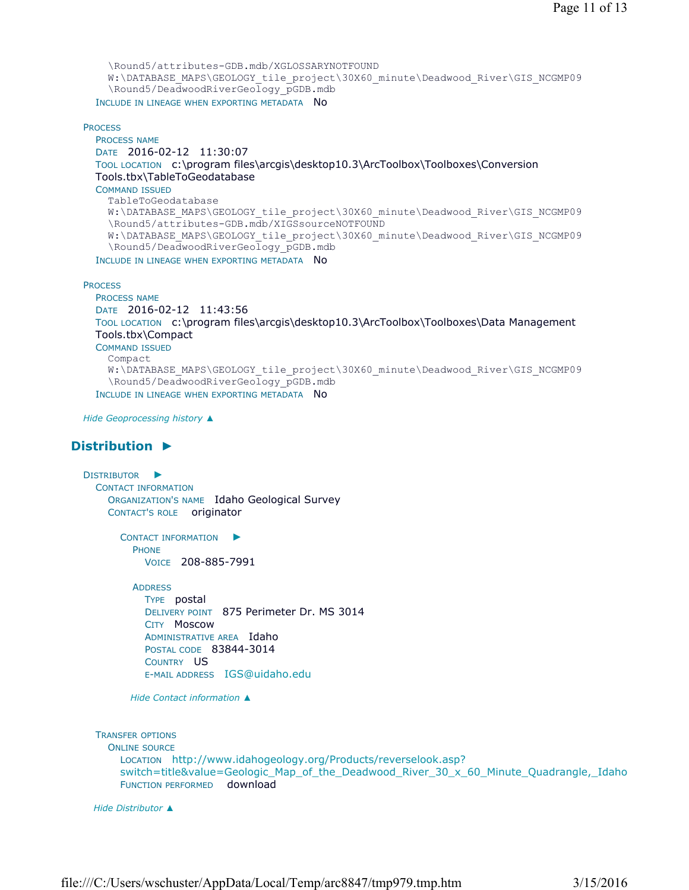```
\Round5/attributes-GDB.mdb/XGLOSSARYNOTFOUND
W:\DATABASE_MAPS\GEOLOGY_tile_project\30X60_minute\Deadwood_River\GIS_NCGMP09
\Round5/DeadwoodRiverGeology_pGDB.mdb
```

INCLUDE IN LINEAGE WHEN EXPORTING METADATA No

**PROCESS**

PROCESS NAME

DATE 2016-02-12 11:30:07

TOOL LOCATION c:\program files\arcgis\desktop10.3\ArcToolbox\Toolboxes\Conversion Tools.tbx\TableToGeodatabase

COMMAND ISSUED

```
TableToGeodatabase
W:\DATABASE_MAPS\GEOLOGY_tile_project\30X60_minute\Deadwood_River\GIS_NCGMP09
\Round5/attributes-GDB.mdb/XIGSsourceNOTFOUND
W:\DATABASE_MAPS\GEOLOGY_tile_project\30X60_minute\Deadwood_River\GIS_NCGMP09
\Round5/DeadwoodRiverGeology_pGDB.mdb
```

INCLUDE IN LINEAGE WHEN EXPORTING METADATA No

**PROCESS**

PROCESS NAME

DATE 2016-02-12 11:43:56

TOOL LOCATION c:\program files\arcgis\desktop10.3\ArcToolbox\Toolboxes\Data Management Tools.tbx\Compact

COMMAND ISSUED

```
Compact
W:\DATABASE_MAPS\GEOLOGY_tile_project\30X60_minute\Deadwood_River\GIS_NCGMP09
\Round5/DeadwoodRiverGeology_pGDB.mdb
```

INCLUDE IN LINEAGE WHEN EXPORTING METADATA No

*Hide Geoprocessing history ▲*

## Distribution ►

**DISTRIBUTOR ►**

CONTACT INFORMATION

ORGANIZATION'S NAME Idaho Geological Survey

CONTACT'S ROLE originator

CONTACT INFORMATION ►

PHONE

VOICE 208-885-7991

ADDRESS

TYPE postal

DELIVERY POINT 875 Perimeter Dr. MS 3014

CITY Moscow

ADMINISTRATIVE AREA Idaho

POSTAL CODE 83844-3014

COUNTRY US

E-MAIL ADDRESS IGS@uidaho.edu

*Hide Contact information ▲*

TRANSFER OPTIONS

ONLINE SOURCE

LOCATION http://www.idahogeology.org/Products/reverselook.asp?switch=title&value=Geologic_Map_of_the_Deadwood_River_30_x_60_Minute_Quadrangle,_Idaho

FUNCTION PERFORMED download

*Hide Distributor ▲*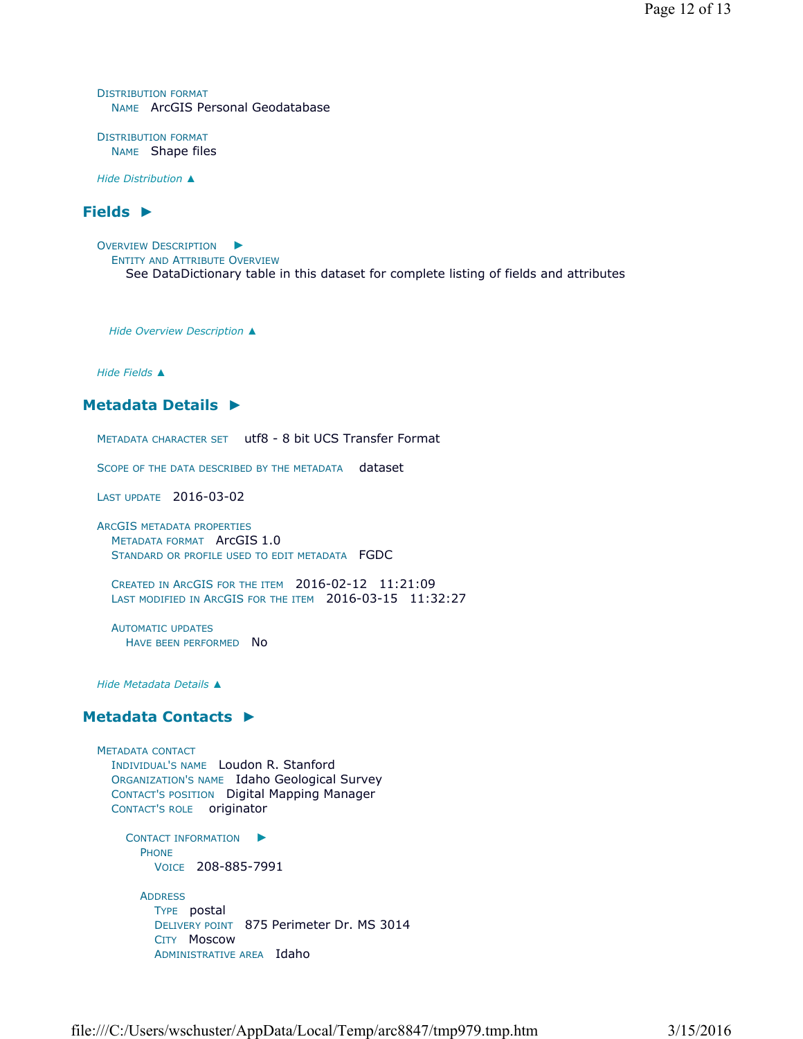DISTRIBUTION FORMAT
  NAME ArcGIS Personal Geodatabase

DISTRIBUTION FORMAT
  NAME Shape files

*Hide Distribution ▲*

## Fields ►

OVERVIEW DESCRIPTION ►
  ENTITY AND ATTRIBUTE OVERVIEW
    See DataDictionary table in this dataset for complete listing of fields and attributes

*Hide Overview Description ▲*

*Hide Fields ▲*

## Metadata Details ►

METADATA CHARACTER SET utf8 - 8 bit UCS Transfer Format

SCOPE OF THE DATA DESCRIBED BY THE METADATA dataset

LAST UPDATE 2016-03-02

ARCGIS METADATA PROPERTIES
  METADATA FORMAT ArcGIS 1.0
  STANDARD OR PROFILE USED TO EDIT METADATA FGDC

  CREATED IN ARCGIS FOR THE ITEM 2016-02-12 11:21:09
  LAST MODIFIED IN ARCGIS FOR THE ITEM 2016-03-15 11:32:27

  AUTOMATIC UPDATES
    HAVE BEEN PERFORMED No

*Hide Metadata Details ▲*

## Metadata Contacts ►

METADATA CONTACT
  INDIVIDUAL'S NAME Loudon R. Stanford
  ORGANIZATION'S NAME Idaho Geological Survey
  CONTACT'S POSITION Digital Mapping Manager
  CONTACT'S ROLE originator

  CONTACT INFORMATION ►
    PHONE
      VOICE 208-885-7991

    ADDRESS
      TYPE postal
      DELIVERY POINT 875 Perimeter Dr. MS 3014
      CITY Moscow
      ADMINISTRATIVE AREA Idaho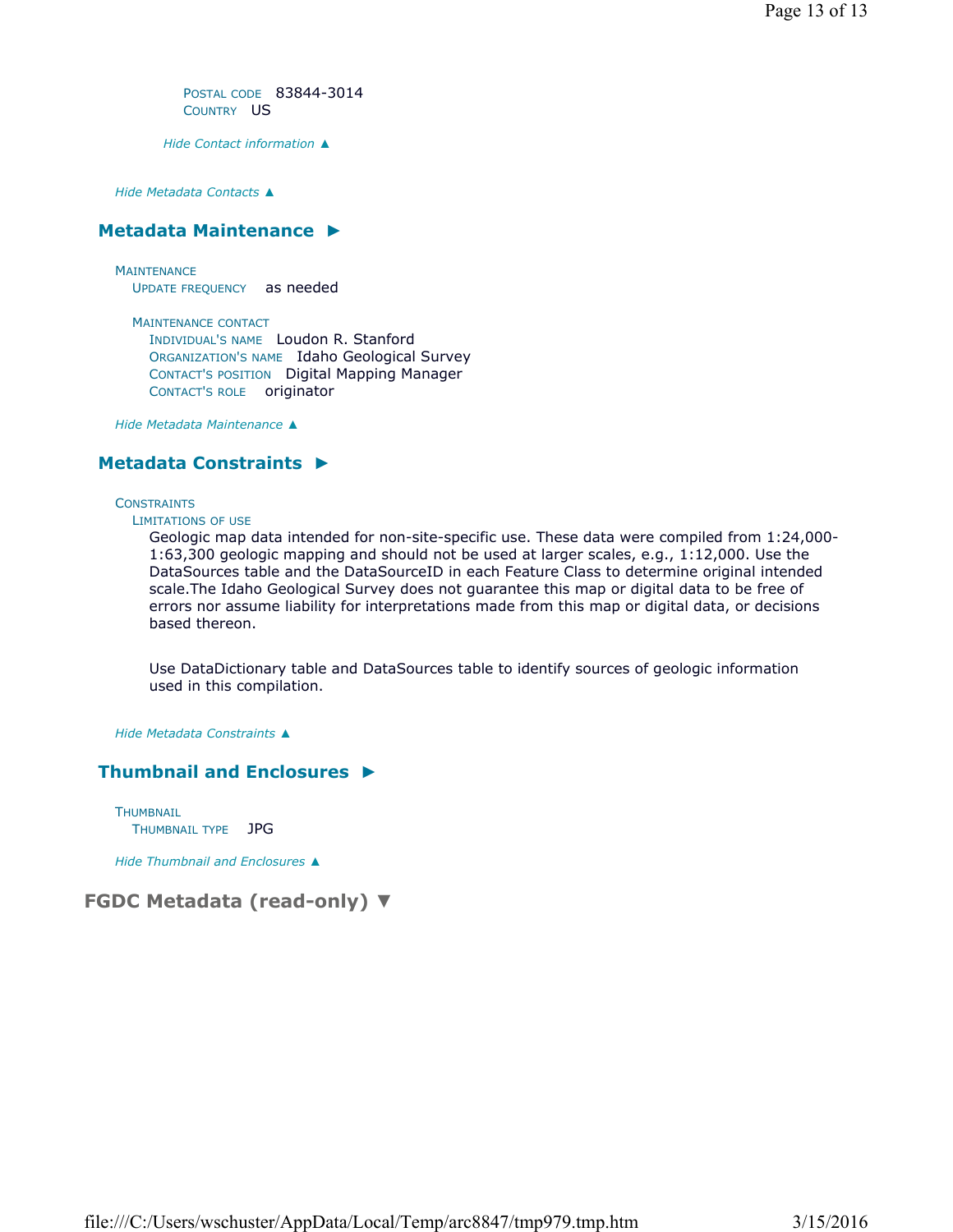POSTAL CODE 83844-3014
COUNTRY US

*Hide Contact information ▲*

*Hide Metadata Contacts ▲*

## Metadata Maintenance ►

MAINTENANCE
UPDATE FREQUENCY as needed

MAINTENANCE CONTACT
INDIVIDUAL'S NAME Loudon R. Stanford
ORGANIZATION'S NAME Idaho Geological Survey
CONTACT'S POSITION Digital Mapping Manager
CONTACT'S ROLE originator

*Hide Metadata Maintenance ▲*

## Metadata Constraints ►

CONSTRAINTS
LIMITATIONS OF USE
Geologic map data intended for non-site-specific use. These data were compiled from 1:24,000-1:63,300 geologic mapping and should not be used at larger scales, e.g., 1:12,000. Use the DataSources table and the DataSourceID in each Feature Class to determine original intended scale.The Idaho Geological Survey does not guarantee this map or digital data to be free of errors nor assume liability for interpretations made from this map or digital data, or decisions based thereon.

Use DataDictionary table and DataSources table to identify sources of geologic information used in this compilation.

*Hide Metadata Constraints ▲*

## Thumbnail and Enclosures ►

THUMBNAIL
THUMBNAIL TYPE JPG

*Hide Thumbnail and Enclosures ▲*

## FGDC Metadata (read-only) ▼